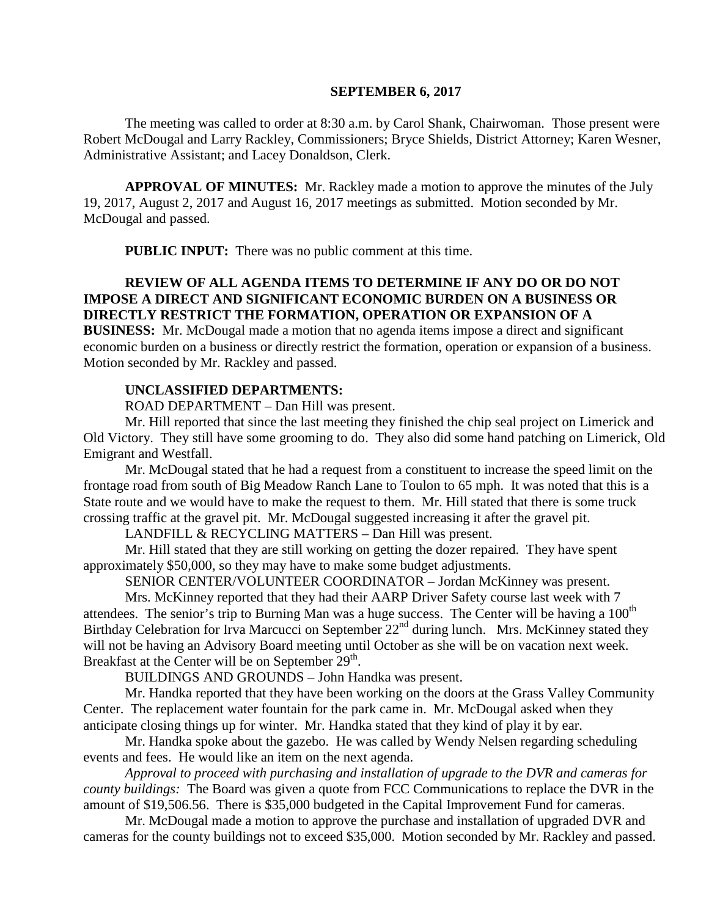**SEPTEMBER 6, 2017**

The meeting was called to order at 8:30 a.m. by Carol Shank, Chairwoman. Those present were Robert McDougal and Larry Rackley, Commissioners; Bryce Shields, District Attorney; Karen Wesner, Administrative Assistant; and Lacey Donaldson, Clerk.

**APPROVAL OF MINUTES:** Mr. Rackley made a motion to approve the minutes of the July 19, 2017, August 2, 2017 and August 16, 2017 meetings as submitted. Motion seconded by Mr. McDougal and passed.

**PUBLIC INPUT:** There was no public comment at this time.

**REVIEW OF ALL AGENDA ITEMS TO DETERMINE IF ANY DO OR DO NOT IMPOSE A DIRECT AND SIGNIFICANT ECONOMIC BURDEN ON A BUSINESS OR DIRECTLY RESTRICT THE FORMATION, OPERATION OR EXPANSION OF A BUSINESS:** Mr. McDougal made a motion that no agenda items impose a direct and significant economic burden on a business or directly restrict the formation, operation or expansion of a business. Motion seconded by Mr. Rackley and passed.

**UNCLASSIFIED DEPARTMENTS:**

ROAD DEPARTMENT – Dan Hill was present.

Mr. Hill reported that since the last meeting they finished the chip seal project on Limerick and Old Victory. They still have some grooming to do. They also did some hand patching on Limerick, Old Emigrant and Westfall.

Mr. McDougal stated that he had a request from a constituent to increase the speed limit on the frontage road from south of Big Meadow Ranch Lane to Toulon to 65 mph. It was noted that this is a State route and we would have to make the request to them. Mr. Hill stated that there is some truck crossing traffic at the gravel pit. Mr. McDougal suggested increasing it after the gravel pit.

LANDFILL & RECYCLING MATTERS – Dan Hill was present.

Mr. Hill stated that they are still working on getting the dozer repaired. They have spent approximately $50,000, so they may have to make some budget adjustments.

SENIOR CENTER/VOLUNTEER COORDINATOR – Jordan McKinney was present.

Mrs. McKinney reported that they had their AARP Driver Safety course last week with 7 attendees. The senior's trip to Burning Man was a huge success. The Center will be having a 100th Birthday Celebration for Irva Marcucci on September 22nd during lunch. Mrs. McKinney stated they will not be having an Advisory Board meeting until October as she will be on vacation next week. Breakfast at the Center will be on September 29th.

BUILDINGS AND GROUNDS – John Handka was present.

Mr. Handka reported that they have been working on the doors at the Grass Valley Community Center. The replacement water fountain for the park came in. Mr. McDougal asked when they anticipate closing things up for winter. Mr. Handka stated that they kind of play it by ear.

Mr. Handka spoke about the gazebo. He was called by Wendy Nelsen regarding scheduling events and fees. He would like an item on the next agenda.

*Approval to proceed with purchasing and installation of upgrade to the DVR and cameras for county buildings:* The Board was given a quote from FCC Communications to replace the DVR in the amount of $19,506.56. There is $35,000 budgeted in the Capital Improvement Fund for cameras.

Mr. McDougal made a motion to approve the purchase and installation of upgraded DVR and cameras for the county buildings not to exceed $35,000. Motion seconded by Mr. Rackley and passed.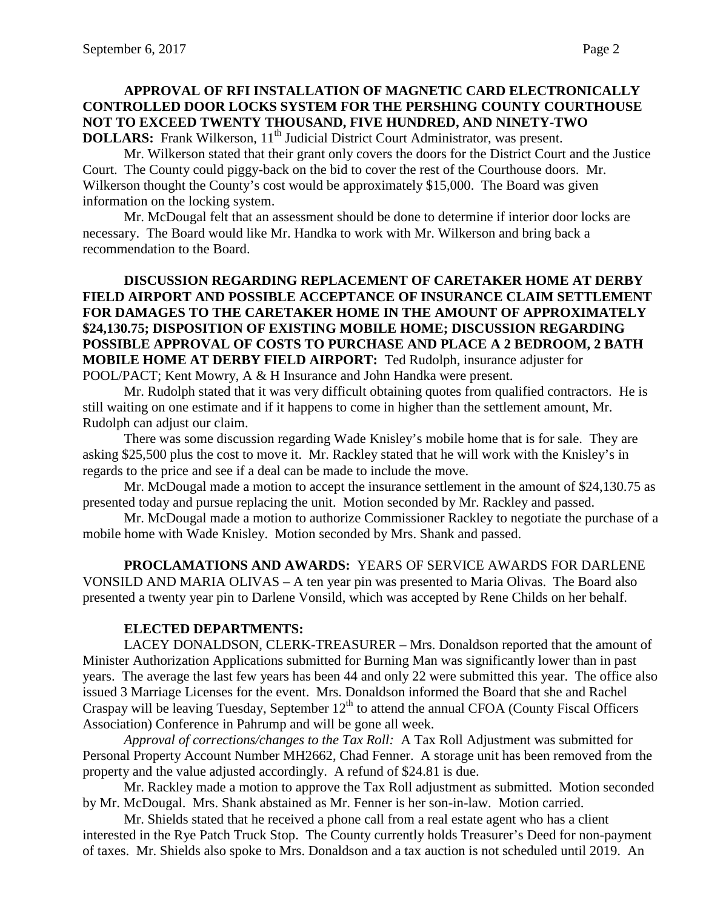**APPROVAL OF RFI INSTALLATION OF MAGNETIC CARD ELECTRONICALLY CONTROLLED DOOR LOCKS SYSTEM FOR THE PERSHING COUNTY COURTHOUSE NOT TO EXCEED TWENTY THOUSAND, FIVE HUNDRED, AND NINETY-TWO DOLLARS:** Frank Wilkerson, 11th Judicial District Court Administrator, was present.

Mr. Wilkerson stated that their grant only covers the doors for the District Court and the Justice Court. The County could piggy-back on the bid to cover the rest of the Courthouse doors. Mr. Wilkerson thought the County's cost would be approximately $15,000. The Board was given information on the locking system.

Mr. McDougal felt that an assessment should be done to determine if interior door locks are necessary. The Board would like Mr. Handka to work with Mr. Wilkerson and bring back a recommendation to the Board.

**DISCUSSION REGARDING REPLACEMENT OF CARETAKER HOME AT DERBY FIELD AIRPORT AND POSSIBLE ACCEPTANCE OF INSURANCE CLAIM SETTLEMENT FOR DAMAGES TO THE CARETAKER HOME IN THE AMOUNT OF APPROXIMATELY $24,130.75; DISPOSITION OF EXISTING MOBILE HOME; DISCUSSION REGARDING POSSIBLE APPROVAL OF COSTS TO PURCHASE AND PLACE A 2 BEDROOM, 2 BATH MOBILE HOME AT DERBY FIELD AIRPORT:** Ted Rudolph, insurance adjuster for POOL/PACT; Kent Mowry, A & H Insurance and John Handka were present.

Mr. Rudolph stated that it was very difficult obtaining quotes from qualified contractors. He is still waiting on one estimate and if it happens to come in higher than the settlement amount, Mr. Rudolph can adjust our claim.

There was some discussion regarding Wade Knisley's mobile home that is for sale. They are asking $25,500 plus the cost to move it. Mr. Rackley stated that he will work with the Knisley's in regards to the price and see if a deal can be made to include the move.

Mr. McDougal made a motion to accept the insurance settlement in the amount of $24,130.75 as presented today and pursue replacing the unit. Motion seconded by Mr. Rackley and passed.

Mr. McDougal made a motion to authorize Commissioner Rackley to negotiate the purchase of a mobile home with Wade Knisley. Motion seconded by Mrs. Shank and passed.

**PROCLAMATIONS AND AWARDS:** YEARS OF SERVICE AWARDS FOR DARLENE VONSILD AND MARIA OLIVAS – A ten year pin was presented to Maria Olivas. The Board also presented a twenty year pin to Darlene Vonsild, which was accepted by Rene Childs on her behalf.

**ELECTED DEPARTMENTS:**

LACEY DONALDSON, CLERK-TREASURER – Mrs. Donaldson reported that the amount of Minister Authorization Applications submitted for Burning Man was significantly lower than in past years. The average the last few years has been 44 and only 22 were submitted this year. The office also issued 3 Marriage Licenses for the event. Mrs. Donaldson informed the Board that she and Rachel Craspay will be leaving Tuesday, September 12th to attend the annual CFOA (County Fiscal Officers Association) Conference in Pahrump and will be gone all week.

*Approval of corrections/changes to the Tax Roll:* A Tax Roll Adjustment was submitted for Personal Property Account Number MH2662, Chad Fenner. A storage unit has been removed from the property and the value adjusted accordingly. A refund of $24.81 is due.

Mr. Rackley made a motion to approve the Tax Roll adjustment as submitted. Motion seconded by Mr. McDougal. Mrs. Shank abstained as Mr. Fenner is her son-in-law. Motion carried.

Mr. Shields stated that he received a phone call from a real estate agent who has a client interested in the Rye Patch Truck Stop. The County currently holds Treasurer's Deed for non-payment of taxes. Mr. Shields also spoke to Mrs. Donaldson and a tax auction is not scheduled until 2019. An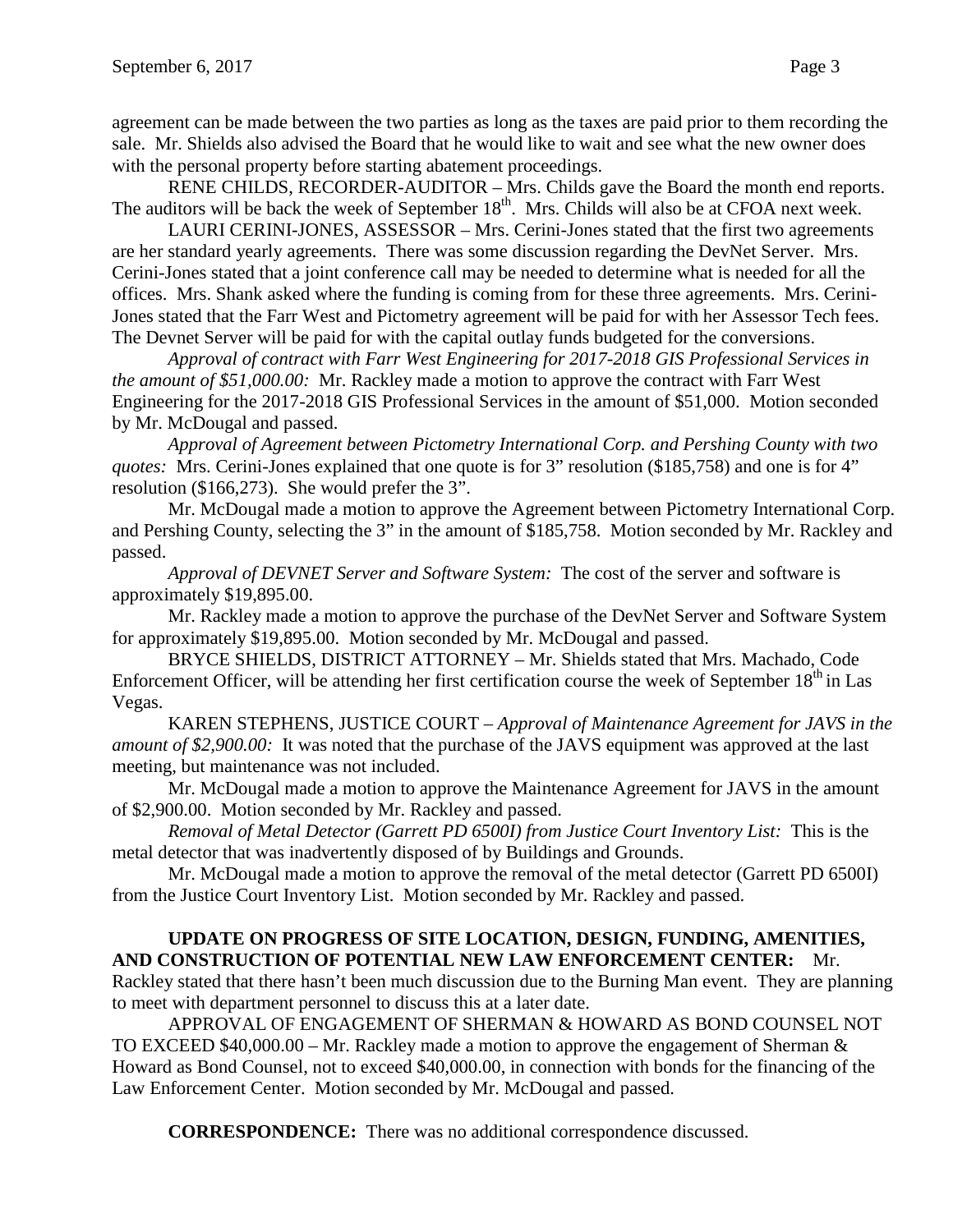agreement can be made between the two parties as long as the taxes are paid prior to them recording the sale. Mr. Shields also advised the Board that he would like to wait and see what the new owner does with the personal property before starting abatement proceedings.

RENE CHILDS, RECORDER-AUDITOR – Mrs. Childs gave the Board the month end reports. The auditors will be back the week of September 18th. Mrs. Childs will also be at CFOA next week.

LAURI CERINI-JONES, ASSESSOR – Mrs. Cerini-Jones stated that the first two agreements are her standard yearly agreements. There was some discussion regarding the DevNet Server. Mrs. Cerini-Jones stated that a joint conference call may be needed to determine what is needed for all the offices. Mrs. Shank asked where the funding is coming from for these three agreements. Mrs. Cerini-Jones stated that the Farr West and Pictometry agreement will be paid for with her Assessor Tech fees. The Devnet Server will be paid for with the capital outlay funds budgeted for the conversions.

*Approval of contract with Farr West Engineering for 2017-2018 GIS Professional Services in the amount of $51,000.00:* Mr. Rackley made a motion to approve the contract with Farr West Engineering for the 2017-2018 GIS Professional Services in the amount of $51,000. Motion seconded by Mr. McDougal and passed.

*Approval of Agreement between Pictometry International Corp. and Pershing County with two quotes:* Mrs. Cerini-Jones explained that one quote is for 3" resolution ($185,758) and one is for 4" resolution ($166,273). She would prefer the 3".

Mr. McDougal made a motion to approve the Agreement between Pictometry International Corp. and Pershing County, selecting the 3" in the amount of $185,758. Motion seconded by Mr. Rackley and passed.

*Approval of DEVNET Server and Software System:* The cost of the server and software is approximately $19,895.00.

Mr. Rackley made a motion to approve the purchase of the DevNet Server and Software System for approximately $19,895.00. Motion seconded by Mr. McDougal and passed.

BRYCE SHIELDS, DISTRICT ATTORNEY – Mr. Shields stated that Mrs. Machado, Code Enforcement Officer, will be attending her first certification course the week of September 18th in Las Vegas.

KAREN STEPHENS, JUSTICE COURT – *Approval of Maintenance Agreement for JAVS in the amount of $2,900.00:* It was noted that the purchase of the JAVS equipment was approved at the last meeting, but maintenance was not included.

Mr. McDougal made a motion to approve the Maintenance Agreement for JAVS in the amount of $2,900.00. Motion seconded by Mr. Rackley and passed.

*Removal of Metal Detector (Garrett PD 6500I) from Justice Court Inventory List:* This is the metal detector that was inadvertently disposed of by Buildings and Grounds.

Mr. McDougal made a motion to approve the removal of the metal detector (Garrett PD 6500I) from the Justice Court Inventory List. Motion seconded by Mr. Rackley and passed.

**UPDATE ON PROGRESS OF SITE LOCATION, DESIGN, FUNDING, AMENITIES, AND CONSTRUCTION OF POTENTIAL NEW LAW ENFORCEMENT CENTER:** Mr. Rackley stated that there hasn't been much discussion due to the Burning Man event. They are planning to meet with department personnel to discuss this at a later date.

APPROVAL OF ENGAGEMENT OF SHERMAN & HOWARD AS BOND COUNSEL NOT TO EXCEED $40,000.00 – Mr. Rackley made a motion to approve the engagement of Sherman & Howard as Bond Counsel, not to exceed $40,000.00, in connection with bonds for the financing of the Law Enforcement Center. Motion seconded by Mr. McDougal and passed.

**CORRESPONDENCE:** There was no additional correspondence discussed.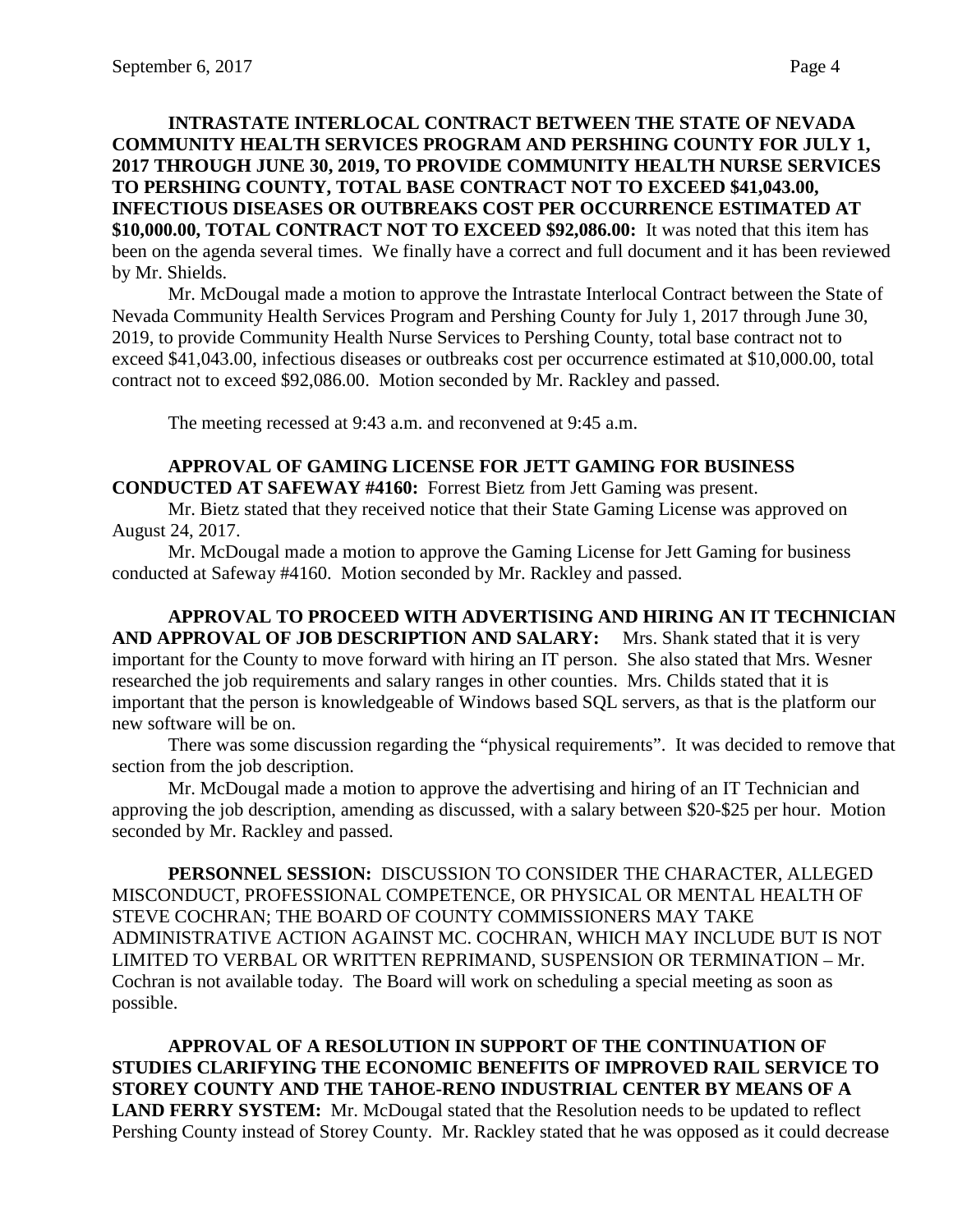**INTRASTATE INTERLOCAL CONTRACT BETWEEN THE STATE OF NEVADA COMMUNITY HEALTH SERVICES PROGRAM AND PERSHING COUNTY FOR JULY 1, 2017 THROUGH JUNE 30, 2019, TO PROVIDE COMMUNITY HEALTH NURSE SERVICES TO PERSHING COUNTY, TOTAL BASE CONTRACT NOT TO EXCEED $41,043.00, INFECTIOUS DISEASES OR OUTBREAKS COST PER OCCURRENCE ESTIMATED AT $10,000.00, TOTAL CONTRACT NOT TO EXCEED $92,086.00:** It was noted that this item has been on the agenda several times. We finally have a correct and full document and it has been reviewed by Mr. Shields.

Mr. McDougal made a motion to approve the Intrastate Interlocal Contract between the State of Nevada Community Health Services Program and Pershing County for July 1, 2017 through June 30, 2019, to provide Community Health Nurse Services to Pershing County, total base contract not to exceed $41,043.00, infectious diseases or outbreaks cost per occurrence estimated at $10,000.00, total contract not to exceed $92,086.00. Motion seconded by Mr. Rackley and passed.

The meeting recessed at 9:43 a.m. and reconvened at 9:45 a.m.

**APPROVAL OF GAMING LICENSE FOR JETT GAMING FOR BUSINESS CONDUCTED AT SAFEWAY #4160:** Forrest Bietz from Jett Gaming was present.

Mr. Bietz stated that they received notice that their State Gaming License was approved on August 24, 2017.

Mr. McDougal made a motion to approve the Gaming License for Jett Gaming for business conducted at Safeway #4160. Motion seconded by Mr. Rackley and passed.

**APPROVAL TO PROCEED WITH ADVERTISING AND HIRING AN IT TECHNICIAN AND APPROVAL OF JOB DESCRIPTION AND SALARY:** Mrs. Shank stated that it is very important for the County to move forward with hiring an IT person. She also stated that Mrs. Wesner researched the job requirements and salary ranges in other counties. Mrs. Childs stated that it is important that the person is knowledgeable of Windows based SQL servers, as that is the platform our new software will be on.

There was some discussion regarding the "physical requirements". It was decided to remove that section from the job description.

Mr. McDougal made a motion to approve the advertising and hiring of an IT Technician and approving the job description, amending as discussed, with a salary between $20-$25 per hour. Motion seconded by Mr. Rackley and passed.

**PERSONNEL SESSION:** DISCUSSION TO CONSIDER THE CHARACTER, ALLEGED MISCONDUCT, PROFESSIONAL COMPETENCE, OR PHYSICAL OR MENTAL HEALTH OF STEVE COCHRAN; THE BOARD OF COUNTY COMMISSIONERS MAY TAKE ADMINISTRATIVE ACTION AGAINST MC. COCHRAN, WHICH MAY INCLUDE BUT IS NOT LIMITED TO VERBAL OR WRITTEN REPRIMAND, SUSPENSION OR TERMINATION – Mr. Cochran is not available today. The Board will work on scheduling a special meeting as soon as possible.

**APPROVAL OF A RESOLUTION IN SUPPORT OF THE CONTINUATION OF STUDIES CLARIFYING THE ECONOMIC BENEFITS OF IMPROVED RAIL SERVICE TO STOREY COUNTY AND THE TAHOE-RENO INDUSTRIAL CENTER BY MEANS OF A LAND FERRY SYSTEM:** Mr. McDougal stated that the Resolution needs to be updated to reflect Pershing County instead of Storey County. Mr. Rackley stated that he was opposed as it could decrease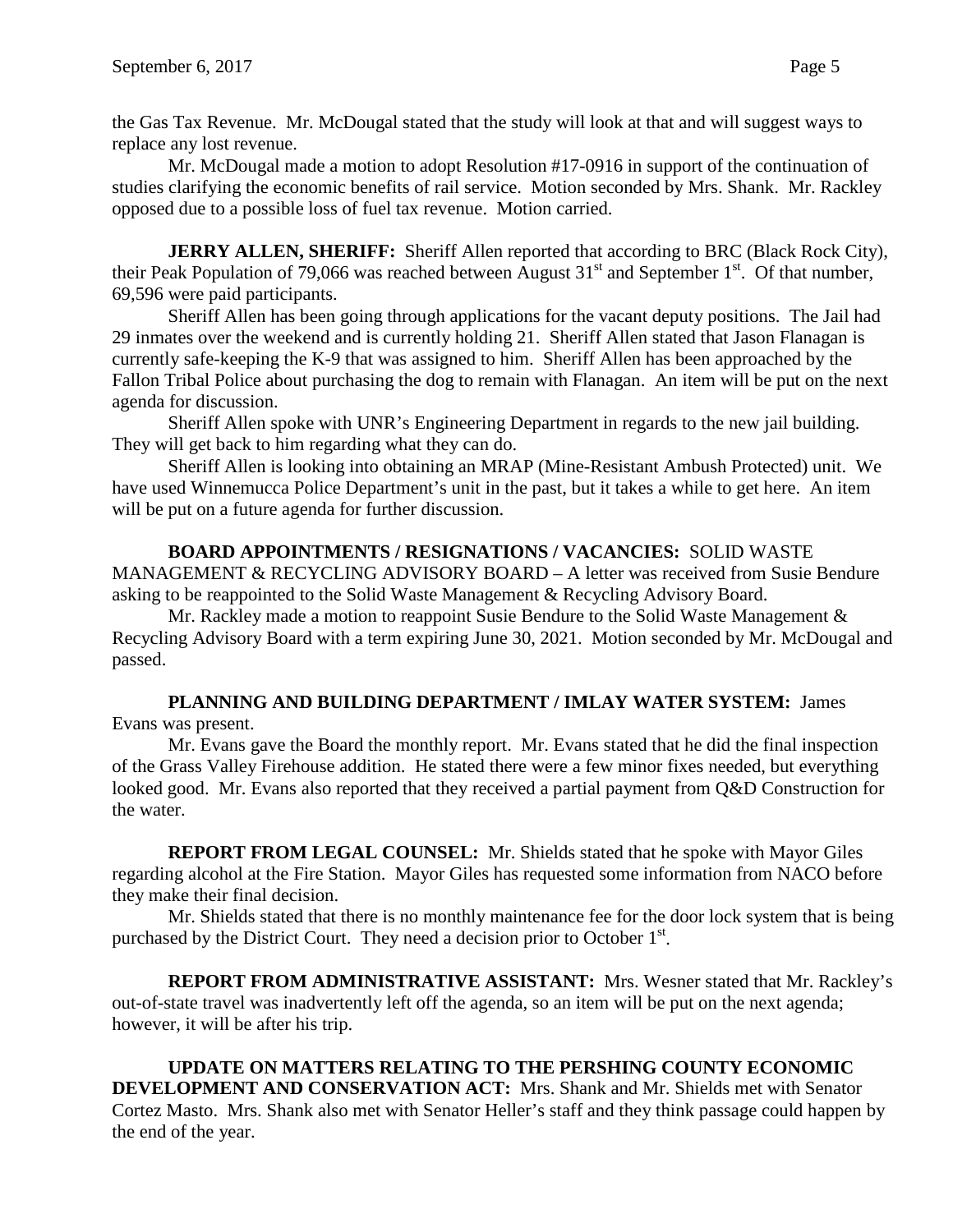the Gas Tax Revenue. Mr. McDougal stated that the study will look at that and will suggest ways to replace any lost revenue.

Mr. McDougal made a motion to adopt Resolution #17-0916 in support of the continuation of studies clarifying the economic benefits of rail service. Motion seconded by Mrs. Shank. Mr. Rackley opposed due to a possible loss of fuel tax revenue. Motion carried.

**JERRY ALLEN, SHERIFF:** Sheriff Allen reported that according to BRC (Black Rock City), their Peak Population of 79,066 was reached between August 31st and September 1st. Of that number, 69,596 were paid participants.

Sheriff Allen has been going through applications for the vacant deputy positions. The Jail had 29 inmates over the weekend and is currently holding 21. Sheriff Allen stated that Jason Flanagan is currently safe-keeping the K-9 that was assigned to him. Sheriff Allen has been approached by the Fallon Tribal Police about purchasing the dog to remain with Flanagan. An item will be put on the next agenda for discussion.

Sheriff Allen spoke with UNR's Engineering Department in regards to the new jail building. They will get back to him regarding what they can do.

Sheriff Allen is looking into obtaining an MRAP (Mine-Resistant Ambush Protected) unit. We have used Winnemucca Police Department's unit in the past, but it takes a while to get here. An item will be put on a future agenda for further discussion.

**BOARD APPOINTMENTS / RESIGNATIONS / VACANCIES:** SOLID WASTE MANAGEMENT & RECYCLING ADVISORY BOARD – A letter was received from Susie Bendure asking to be reappointed to the Solid Waste Management & Recycling Advisory Board.

Mr. Rackley made a motion to reappoint Susie Bendure to the Solid Waste Management & Recycling Advisory Board with a term expiring June 30, 2021. Motion seconded by Mr. McDougal and passed.

**PLANNING AND BUILDING DEPARTMENT / IMLAY WATER SYSTEM:** James Evans was present.

Mr. Evans gave the Board the monthly report. Mr. Evans stated that he did the final inspection of the Grass Valley Firehouse addition. He stated there were a few minor fixes needed, but everything looked good. Mr. Evans also reported that they received a partial payment from Q&D Construction for the water.

**REPORT FROM LEGAL COUNSEL:** Mr. Shields stated that he spoke with Mayor Giles regarding alcohol at the Fire Station. Mayor Giles has requested some information from NACO before they make their final decision.

Mr. Shields stated that there is no monthly maintenance fee for the door lock system that is being purchased by the District Court. They need a decision prior to October 1st.

**REPORT FROM ADMINISTRATIVE ASSISTANT:** Mrs. Wesner stated that Mr. Rackley's out-of-state travel was inadvertently left off the agenda, so an item will be put on the next agenda; however, it will be after his trip.

**UPDATE ON MATTERS RELATING TO THE PERSHING COUNTY ECONOMIC DEVELOPMENT AND CONSERVATION ACT:** Mrs. Shank and Mr. Shields met with Senator Cortez Masto. Mrs. Shank also met with Senator Heller's staff and they think passage could happen by the end of the year.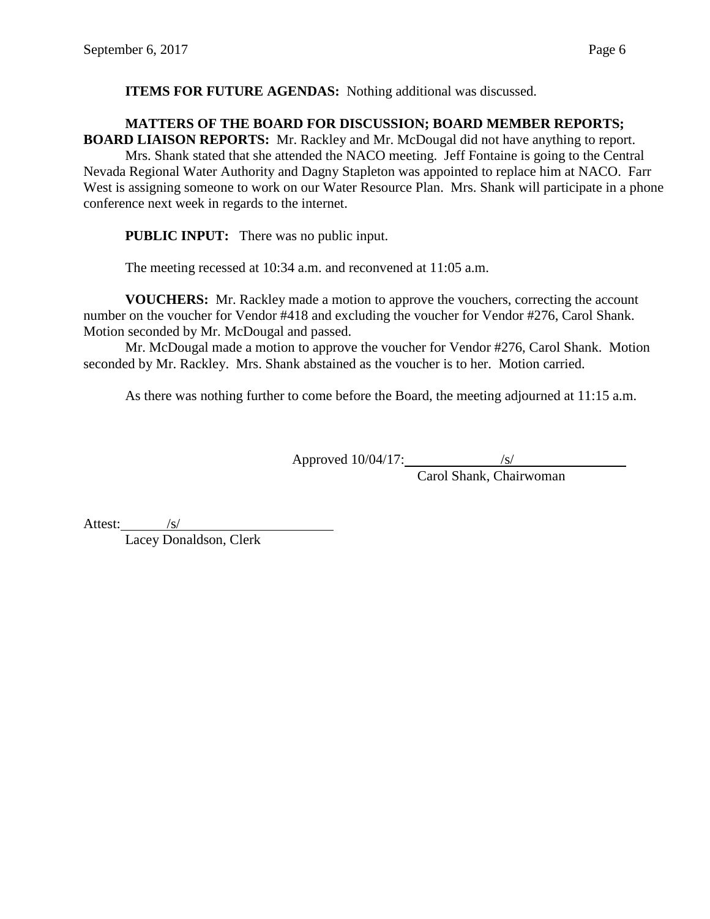**ITEMS FOR FUTURE AGENDAS:** Nothing additional was discussed.

**MATTERS OF THE BOARD FOR DISCUSSION; BOARD MEMBER REPORTS; BOARD LIAISON REPORTS:** Mr. Rackley and Mr. McDougal did not have anything to report.

Mrs. Shank stated that she attended the NACO meeting. Jeff Fontaine is going to the Central Nevada Regional Water Authority and Dagny Stapleton was appointed to replace him at NACO. Farr West is assigning someone to work on our Water Resource Plan. Mrs. Shank will participate in a phone conference next week in regards to the internet.

**PUBLIC INPUT:** There was no public input.

The meeting recessed at 10:34 a.m. and reconvened at 11:05 a.m.

**VOUCHERS:** Mr. Rackley made a motion to approve the vouchers, correcting the account number on the voucher for Vendor #418 and excluding the voucher for Vendor #276, Carol Shank. Motion seconded by Mr. McDougal and passed.

Mr. McDougal made a motion to approve the voucher for Vendor #276, Carol Shank. Motion seconded by Mr. Rackley. Mrs. Shank abstained as the voucher is to her. Motion carried.

As there was nothing further to come before the Board, the meeting adjourned at 11:15 a.m.

Approved 10/04/17: /s/
Carol Shank, Chairwoman

Attest: /s/
Lacey Donaldson, Clerk